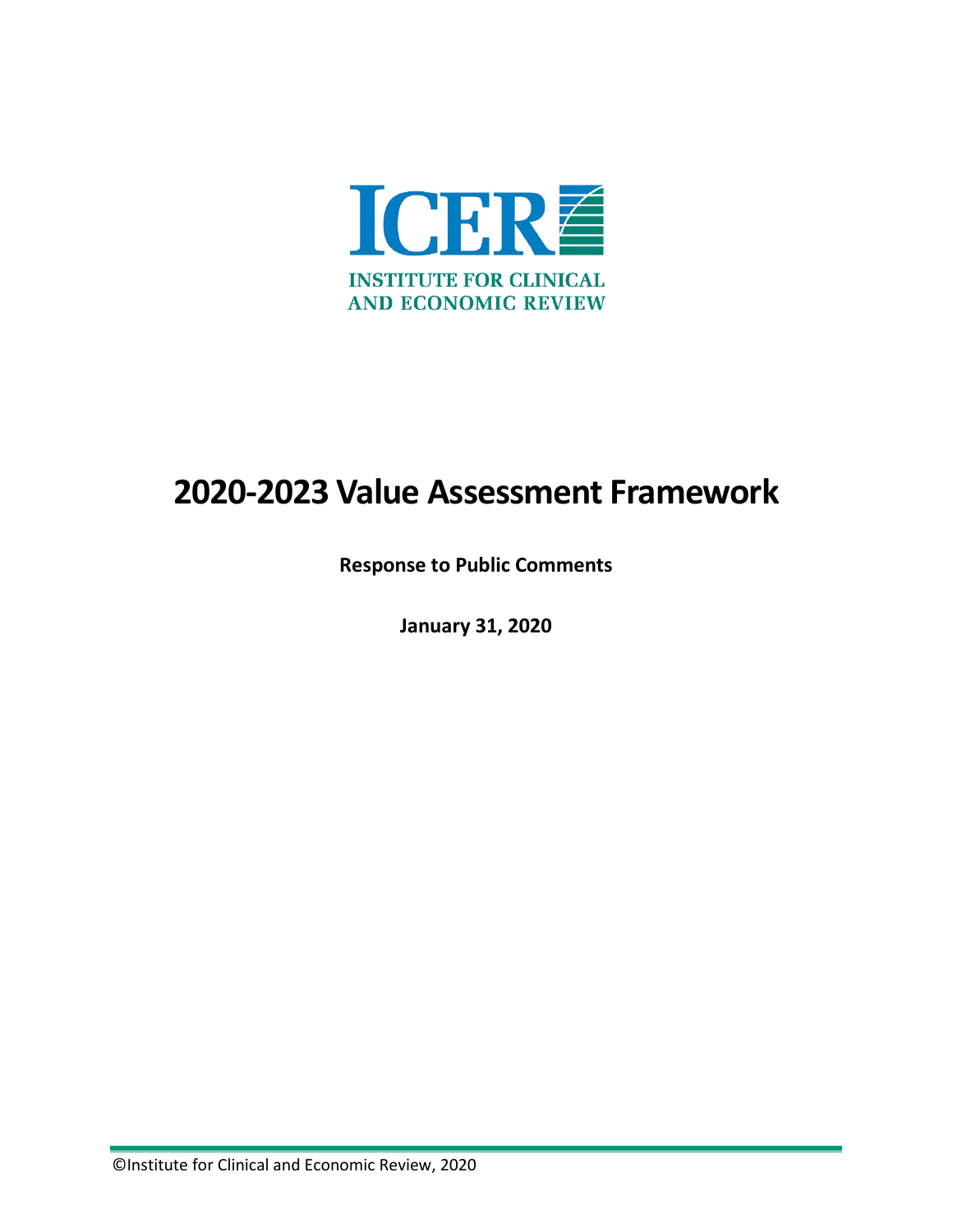ICER

INSTITUTE FOR CLINICAL AND ECONOMIC REVIEW

# 2020-2023 Value Assessment Framework

**Response to Public Comments**

**January 31, 2020**

©Institute for Clinical and Economic Review, 2020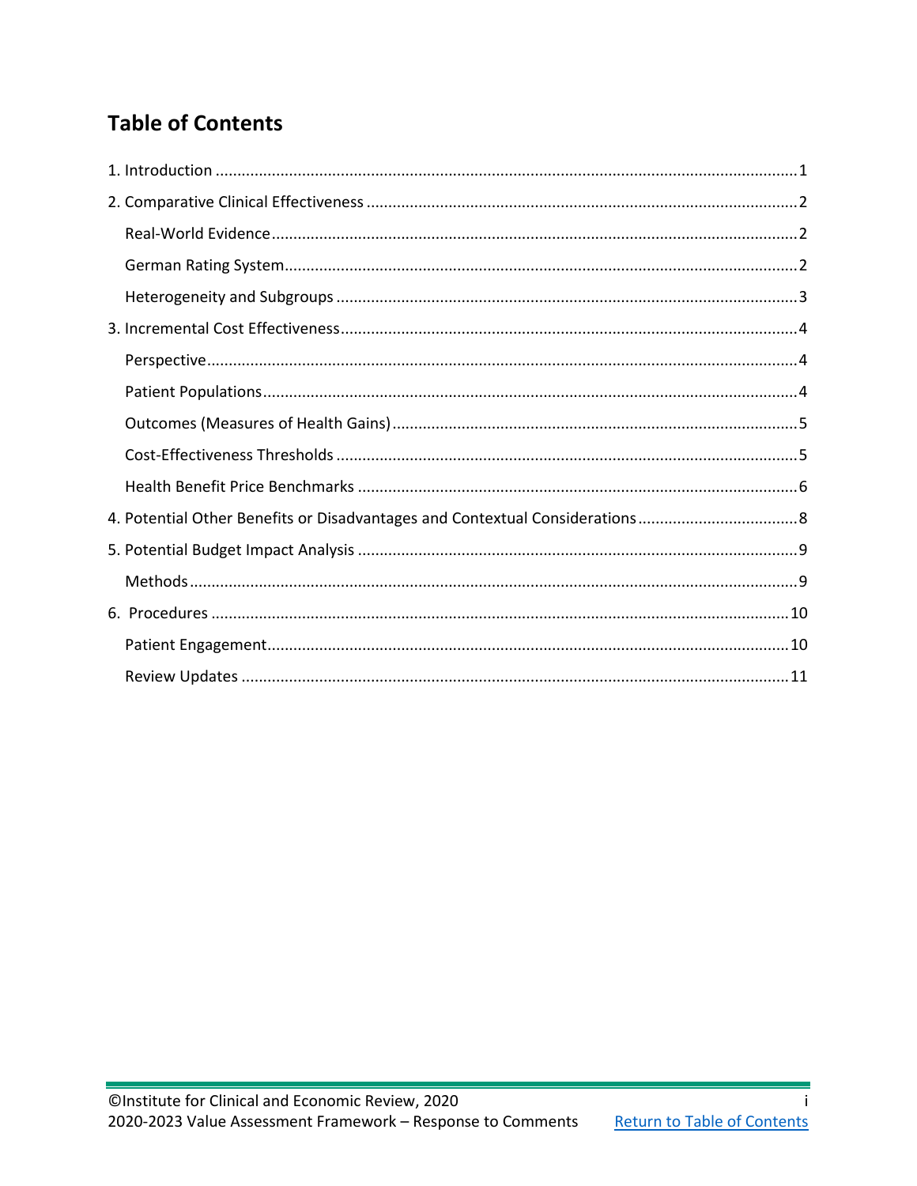## Table of Contents

1. Introduction ..... 1
2. Comparative Clinical Effectiveness ..... 2
   - Real-World Evidence ..... 2
   - German Rating System ..... 2
   - Heterogeneity and Subgroups ..... 3
3. Incremental Cost Effectiveness ..... 4
   - Perspective ..... 4
   - Patient Populations ..... 4
   - Outcomes (Measures of Health Gains) ..... 5
   - Cost-Effectiveness Thresholds ..... 5
   - Health Benefit Price Benchmarks ..... 6
4. Potential Other Benefits or Disadvantages and Contextual Considerations ..... 8
5. Potential Budget Impact Analysis ..... 9
   - Methods ..... 9
6. Procedures ..... 10
   - Patient Engagement ..... 10
   - Review Updates ..... 11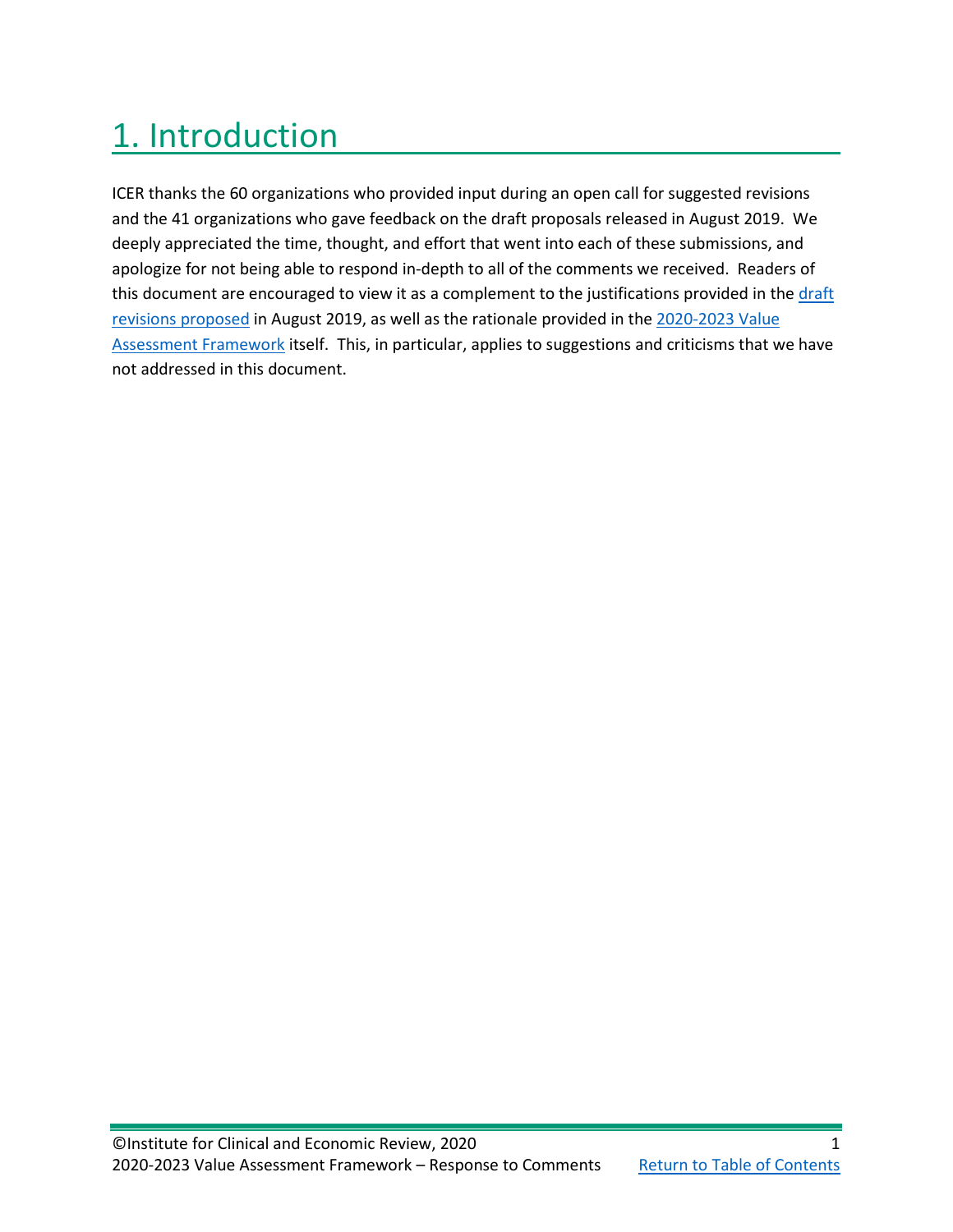# 1. Introduction

ICER thanks the 60 organizations who provided input during an open call for suggested revisions and the 41 organizations who gave feedback on the draft proposals released in August 2019. We deeply appreciated the time, thought, and effort that went into each of these submissions, and apologize for not being able to respond in-depth to all of the comments we received. Readers of this document are encouraged to view it as a complement to the justifications provided in the draft revisions proposed in August 2019, as well as the rationale provided in the 2020-2023 Value Assessment Framework itself. This, in particular, applies to suggestions and criticisms that we have not addressed in this document.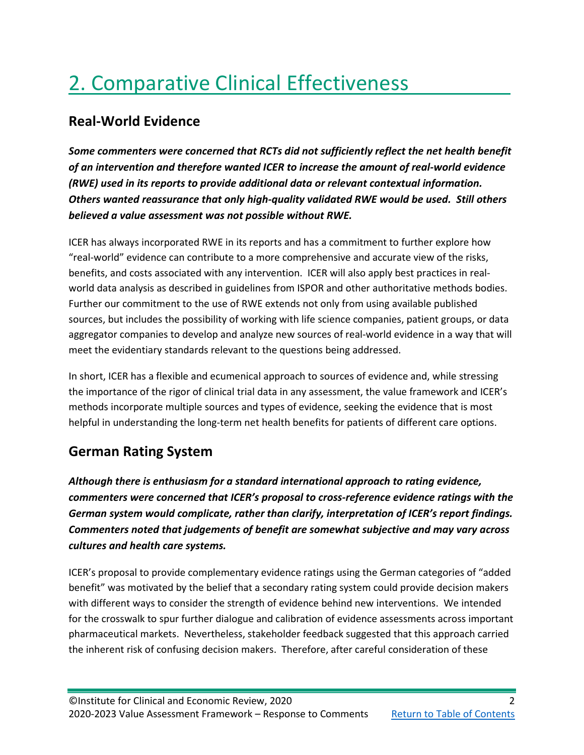# 2. Comparative Clinical Effectiveness

## Real-World Evidence

***Some commenters were concerned that RCTs did not sufficiently reflect the net health benefit of an intervention and therefore wanted ICER to increase the amount of real-world evidence (RWE) used in its reports to provide additional data or relevant contextual information. Others wanted reassurance that only high-quality validated RWE would be used. Still others believed a value assessment was not possible without RWE.***

ICER has always incorporated RWE in its reports and has a commitment to further explore how "real-world" evidence can contribute to a more comprehensive and accurate view of the risks, benefits, and costs associated with any intervention. ICER will also apply best practices in real-world data analysis as described in guidelines from ISPOR and other authoritative methods bodies. Further our commitment to the use of RWE extends not only from using available published sources, but includes the possibility of working with life science companies, patient groups, or data aggregator companies to develop and analyze new sources of real-world evidence in a way that will meet the evidentiary standards relevant to the questions being addressed.

In short, ICER has a flexible and ecumenical approach to sources of evidence and, while stressing the importance of the rigor of clinical trial data in any assessment, the value framework and ICER's methods incorporate multiple sources and types of evidence, seeking the evidence that is most helpful in understanding the long-term net health benefits for patients of different care options.

## German Rating System

***Although there is enthusiasm for a standard international approach to rating evidence, commenters were concerned that ICER's proposal to cross-reference evidence ratings with the German system would complicate, rather than clarify, interpretation of ICER's report findings. Commenters noted that judgements of benefit are somewhat subjective and may vary across cultures and health care systems.***

ICER's proposal to provide complementary evidence ratings using the German categories of "added benefit" was motivated by the belief that a secondary rating system could provide decision makers with different ways to consider the strength of evidence behind new interventions. We intended for the crosswalk to spur further dialogue and calibration of evidence assessments across important pharmaceutical markets. Nevertheless, stakeholder feedback suggested that this approach carried the inherent risk of confusing decision makers. Therefore, after careful consideration of these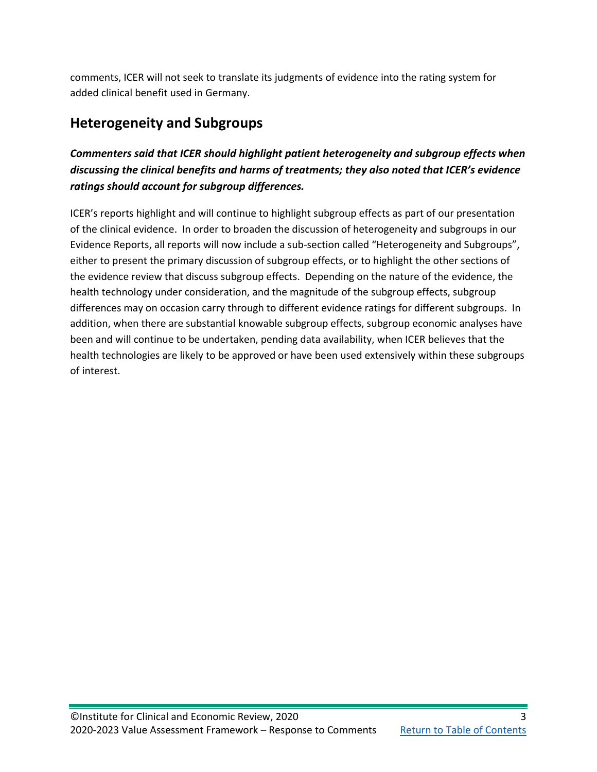comments, ICER will not seek to translate its judgments of evidence into the rating system for added clinical benefit used in Germany.

## Heterogeneity and Subgroups

***Commenters said that ICER should highlight patient heterogeneity and subgroup effects when discussing the clinical benefits and harms of treatments; they also noted that ICER's evidence ratings should account for subgroup differences.***

ICER's reports highlight and will continue to highlight subgroup effects as part of our presentation of the clinical evidence. In order to broaden the discussion of heterogeneity and subgroups in our Evidence Reports, all reports will now include a sub-section called "Heterogeneity and Subgroups", either to present the primary discussion of subgroup effects, or to highlight the other sections of the evidence review that discuss subgroup effects. Depending on the nature of the evidence, the health technology under consideration, and the magnitude of the subgroup effects, subgroup differences may on occasion carry through to different evidence ratings for different subgroups. In addition, when there are substantial knowable subgroup effects, subgroup economic analyses have been and will continue to be undertaken, pending data availability, when ICER believes that the health technologies are likely to be approved or have been used extensively within these subgroups of interest.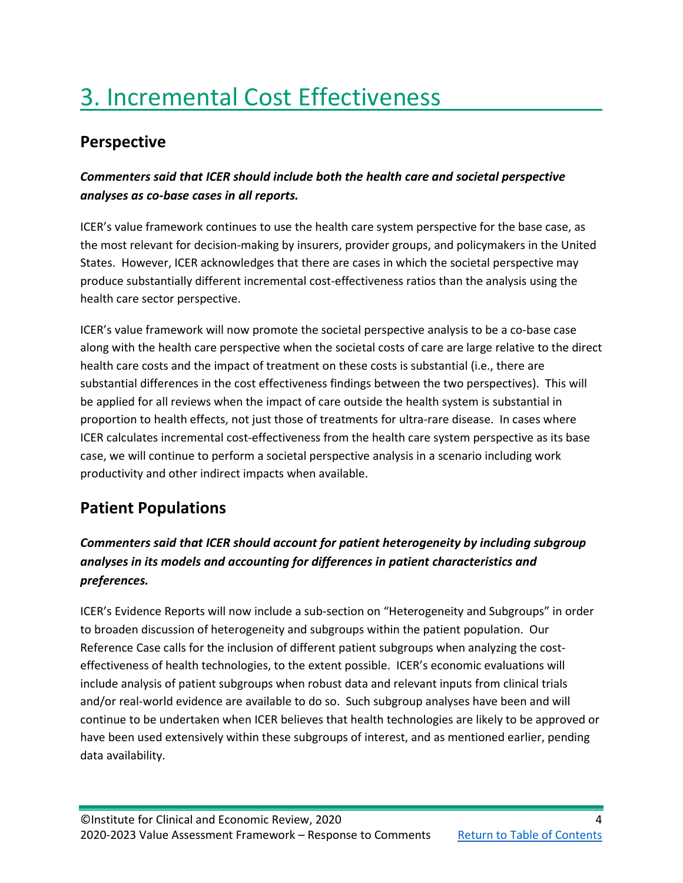# 3. Incremental Cost Effectiveness

## Perspective

***Commenters said that ICER should include both the health care and societal perspective analyses as co-base cases in all reports.***

ICER's value framework continues to use the health care system perspective for the base case, as the most relevant for decision-making by insurers, provider groups, and policymakers in the United States. However, ICER acknowledges that there are cases in which the societal perspective may produce substantially different incremental cost-effectiveness ratios than the analysis using the health care sector perspective.

ICER's value framework will now promote the societal perspective analysis to be a co-base case along with the health care perspective when the societal costs of care are large relative to the direct health care costs and the impact of treatment on these costs is substantial (i.e., there are substantial differences in the cost effectiveness findings between the two perspectives). This will be applied for all reviews when the impact of care outside the health system is substantial in proportion to health effects, not just those of treatments for ultra-rare disease. In cases where ICER calculates incremental cost-effectiveness from the health care system perspective as its base case, we will continue to perform a societal perspective analysis in a scenario including work productivity and other indirect impacts when available.

## Patient Populations

***Commenters said that ICER should account for patient heterogeneity by including subgroup analyses in its models and accounting for differences in patient characteristics and preferences.***

ICER's Evidence Reports will now include a sub-section on "Heterogeneity and Subgroups" in order to broaden discussion of heterogeneity and subgroups within the patient population. Our Reference Case calls for the inclusion of different patient subgroups when analyzing the cost-effectiveness of health technologies, to the extent possible. ICER's economic evaluations will include analysis of patient subgroups when robust data and relevant inputs from clinical trials and/or real-world evidence are available to do so. Such subgroup analyses have been and will continue to be undertaken when ICER believes that health technologies are likely to be approved or have been used extensively within these subgroups of interest, and as mentioned earlier, pending data availability.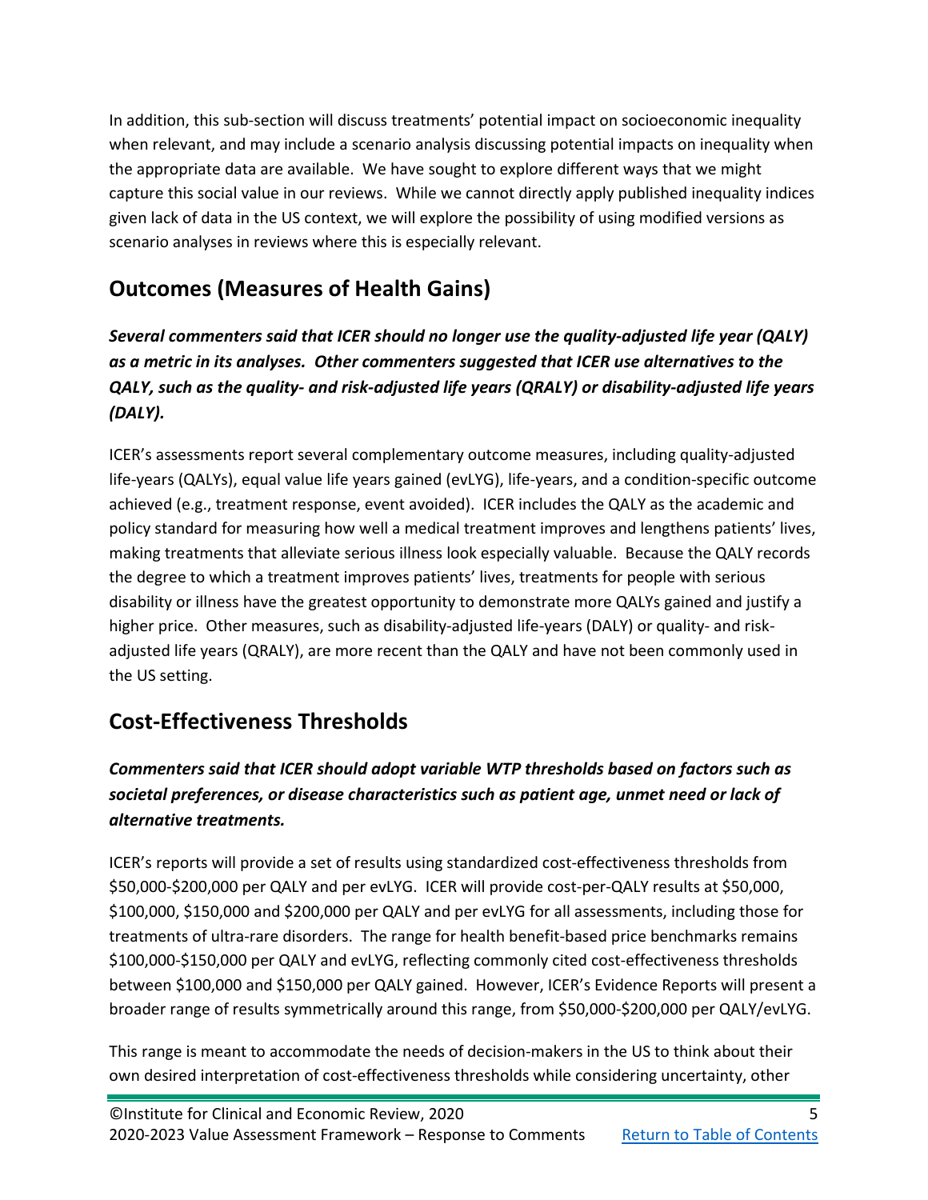In addition, this sub-section will discuss treatments' potential impact on socioeconomic inequality when relevant, and may include a scenario analysis discussing potential impacts on inequality when the appropriate data are available. We have sought to explore different ways that we might capture this social value in our reviews. While we cannot directly apply published inequality indices given lack of data in the US context, we will explore the possibility of using modified versions as scenario analyses in reviews where this is especially relevant.

## Outcomes (Measures of Health Gains)

***Several commenters said that ICER should no longer use the quality-adjusted life year (QALY) as a metric in its analyses. Other commenters suggested that ICER use alternatives to the QALY, such as the quality- and risk-adjusted life years (QRALY) or disability-adjusted life years (DALY).***

ICER's assessments report several complementary outcome measures, including quality-adjusted life-years (QALYs), equal value life years gained (evLYG), life-years, and a condition-specific outcome achieved (e.g., treatment response, event avoided). ICER includes the QALY as the academic and policy standard for measuring how well a medical treatment improves and lengthens patients' lives, making treatments that alleviate serious illness look especially valuable. Because the QALY records the degree to which a treatment improves patients' lives, treatments for people with serious disability or illness have the greatest opportunity to demonstrate more QALYs gained and justify a higher price. Other measures, such as disability-adjusted life-years (DALY) or quality- and risk-adjusted life years (QRALY), are more recent than the QALY and have not been commonly used in the US setting.

## Cost-Effectiveness Thresholds

***Commenters said that ICER should adopt variable WTP thresholds based on factors such as societal preferences, or disease characteristics such as patient age, unmet need or lack of alternative treatments.***

ICER's reports will provide a set of results using standardized cost-effectiveness thresholds from $50,000-$200,000 per QALY and per evLYG. ICER will provide cost-per-QALY results at $50,000, $100,000, $150,000 and $200,000 per QALY and per evLYG for all assessments, including those for treatments of ultra-rare disorders. The range for health benefit-based price benchmarks remains $100,000-$150,000 per QALY and evLYG, reflecting commonly cited cost-effectiveness thresholds between $100,000 and $150,000 per QALY gained. However, ICER's Evidence Reports will present a broader range of results symmetrically around this range, from $50,000-$200,000 per QALY/evLYG.

This range is meant to accommodate the needs of decision-makers in the US to think about their own desired interpretation of cost-effectiveness thresholds while considering uncertainty, other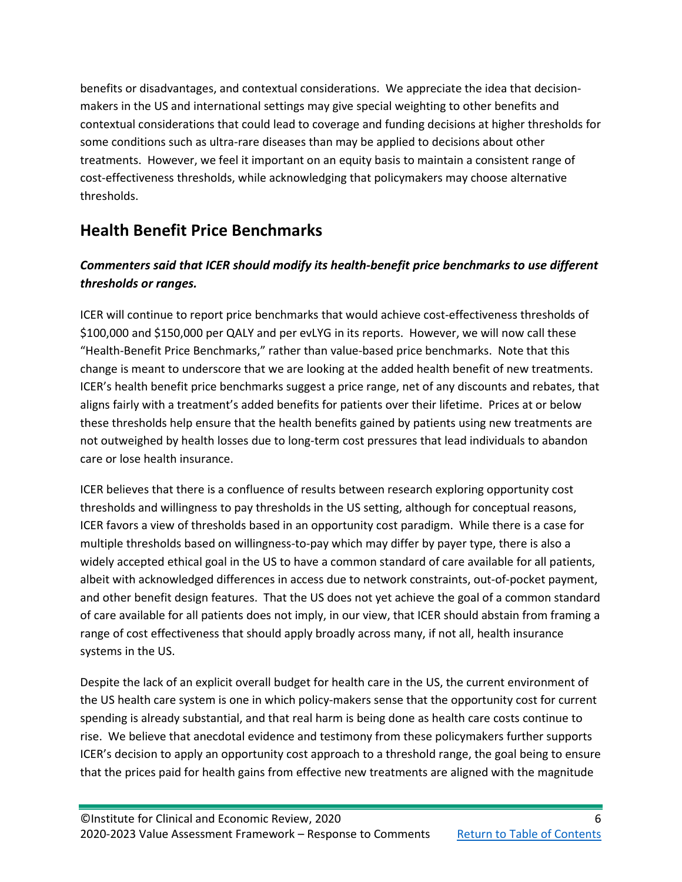benefits or disadvantages, and contextual considerations. We appreciate the idea that decision-makers in the US and international settings may give special weighting to other benefits and contextual considerations that could lead to coverage and funding decisions at higher thresholds for some conditions such as ultra-rare diseases than may be applied to decisions about other treatments. However, we feel it important on an equity basis to maintain a consistent range of cost-effectiveness thresholds, while acknowledging that policymakers may choose alternative thresholds.

## Health Benefit Price Benchmarks

***Commenters said that ICER should modify its health-benefit price benchmarks to use different thresholds or ranges.***

ICER will continue to report price benchmarks that would achieve cost-effectiveness thresholds of $100,000 and $150,000 per QALY and per evLYG in its reports. However, we will now call these "Health-Benefit Price Benchmarks," rather than value-based price benchmarks. Note that this change is meant to underscore that we are looking at the added health benefit of new treatments. ICER's health benefit price benchmarks suggest a price range, net of any discounts and rebates, that aligns fairly with a treatment's added benefits for patients over their lifetime. Prices at or below these thresholds help ensure that the health benefits gained by patients using new treatments are not outweighed by health losses due to long-term cost pressures that lead individuals to abandon care or lose health insurance.

ICER believes that there is a confluence of results between research exploring opportunity cost thresholds and willingness to pay thresholds in the US setting, although for conceptual reasons, ICER favors a view of thresholds based in an opportunity cost paradigm. While there is a case for multiple thresholds based on willingness-to-pay which may differ by payer type, there is also a widely accepted ethical goal in the US to have a common standard of care available for all patients, albeit with acknowledged differences in access due to network constraints, out-of-pocket payment, and other benefit design features. That the US does not yet achieve the goal of a common standard of care available for all patients does not imply, in our view, that ICER should abstain from framing a range of cost effectiveness that should apply broadly across many, if not all, health insurance systems in the US.

Despite the lack of an explicit overall budget for health care in the US, the current environment of the US health care system is one in which policy-makers sense that the opportunity cost for current spending is already substantial, and that real harm is being done as health care costs continue to rise. We believe that anecdotal evidence and testimony from these policymakers further supports ICER's decision to apply an opportunity cost approach to a threshold range, the goal being to ensure that the prices paid for health gains from effective new treatments are aligned with the magnitude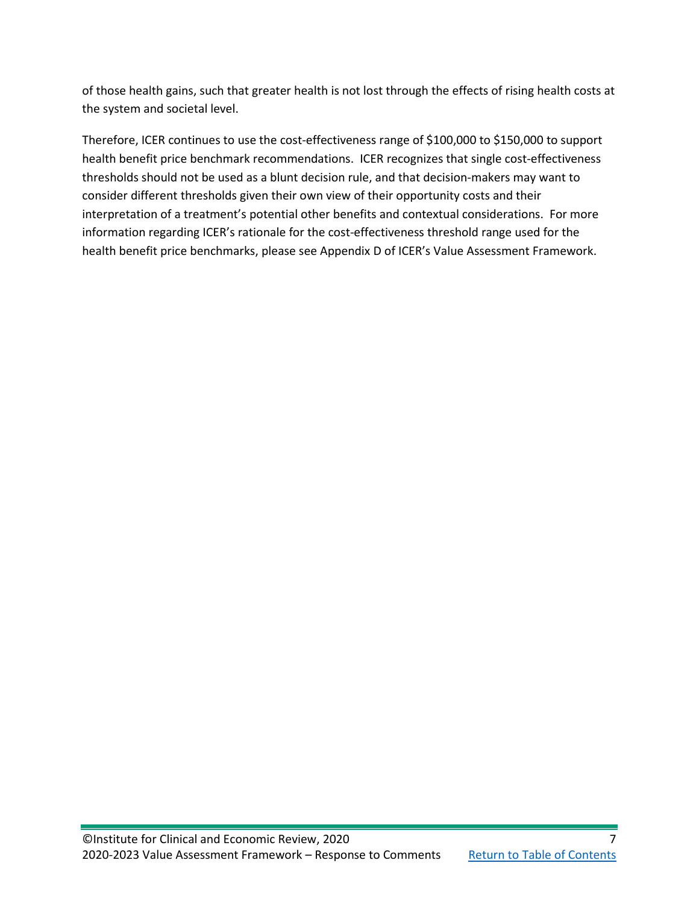of those health gains, such that greater health is not lost through the effects of rising health costs at the system and societal level.

Therefore, ICER continues to use the cost-effectiveness range of $100,000 to $150,000 to support health benefit price benchmark recommendations. ICER recognizes that single cost-effectiveness thresholds should not be used as a blunt decision rule, and that decision-makers may want to consider different thresholds given their own view of their opportunity costs and their interpretation of a treatment's potential other benefits and contextual considerations. For more information regarding ICER's rationale for the cost-effectiveness threshold range used for the health benefit price benchmarks, please see Appendix D of ICER's Value Assessment Framework.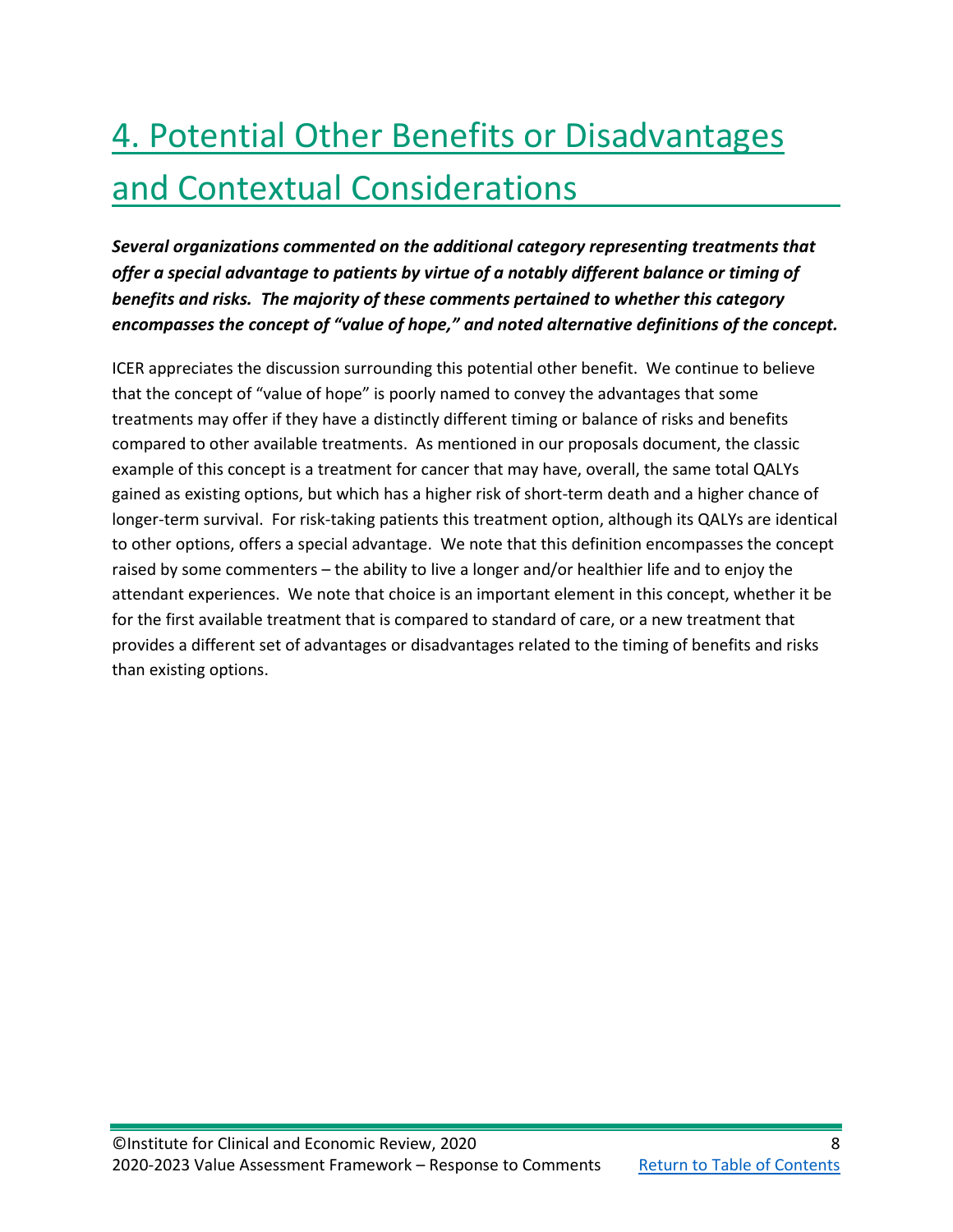# 4. Potential Other Benefits or Disadvantages and Contextual Considerations

***Several organizations commented on the additional category representing treatments that offer a special advantage to patients by virtue of a notably different balance or timing of benefits and risks. The majority of these comments pertained to whether this category encompasses the concept of "value of hope," and noted alternative definitions of the concept.***

ICER appreciates the discussion surrounding this potential other benefit. We continue to believe that the concept of "value of hope" is poorly named to convey the advantages that some treatments may offer if they have a distinctly different timing or balance of risks and benefits compared to other available treatments. As mentioned in our proposals document, the classic example of this concept is a treatment for cancer that may have, overall, the same total QALYs gained as existing options, but which has a higher risk of short-term death and a higher chance of longer-term survival. For risk-taking patients this treatment option, although its QALYs are identical to other options, offers a special advantage. We note that this definition encompasses the concept raised by some commenters – the ability to live a longer and/or healthier life and to enjoy the attendant experiences. We note that choice is an important element in this concept, whether it be for the first available treatment that is compared to standard of care, or a new treatment that provides a different set of advantages or disadvantages related to the timing of benefits and risks than existing options.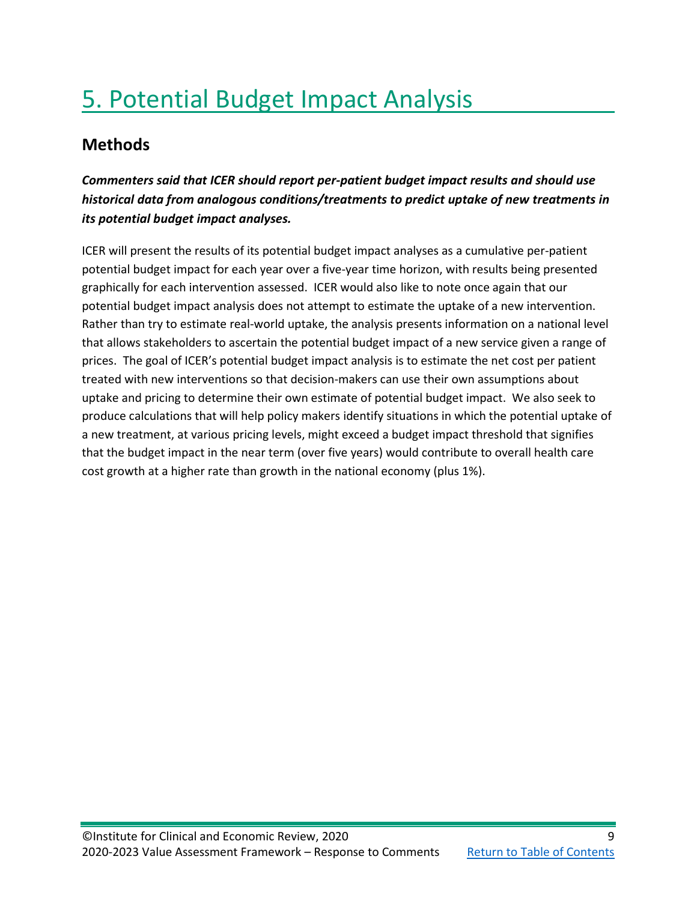# 5. Potential Budget Impact Analysis

## Methods

***Commenters said that ICER should report per-patient budget impact results and should use historical data from analogous conditions/treatments to predict uptake of new treatments in its potential budget impact analyses.***

ICER will present the results of its potential budget impact analyses as a cumulative per-patient potential budget impact for each year over a five-year time horizon, with results being presented graphically for each intervention assessed. ICER would also like to note once again that our potential budget impact analysis does not attempt to estimate the uptake of a new intervention. Rather than try to estimate real-world uptake, the analysis presents information on a national level that allows stakeholders to ascertain the potential budget impact of a new service given a range of prices. The goal of ICER's potential budget impact analysis is to estimate the net cost per patient treated with new interventions so that decision-makers can use their own assumptions about uptake and pricing to determine their own estimate of potential budget impact. We also seek to produce calculations that will help policy makers identify situations in which the potential uptake of a new treatment, at various pricing levels, might exceed a budget impact threshold that signifies that the budget impact in the near term (over five years) would contribute to overall health care cost growth at a higher rate than growth in the national economy (plus 1%).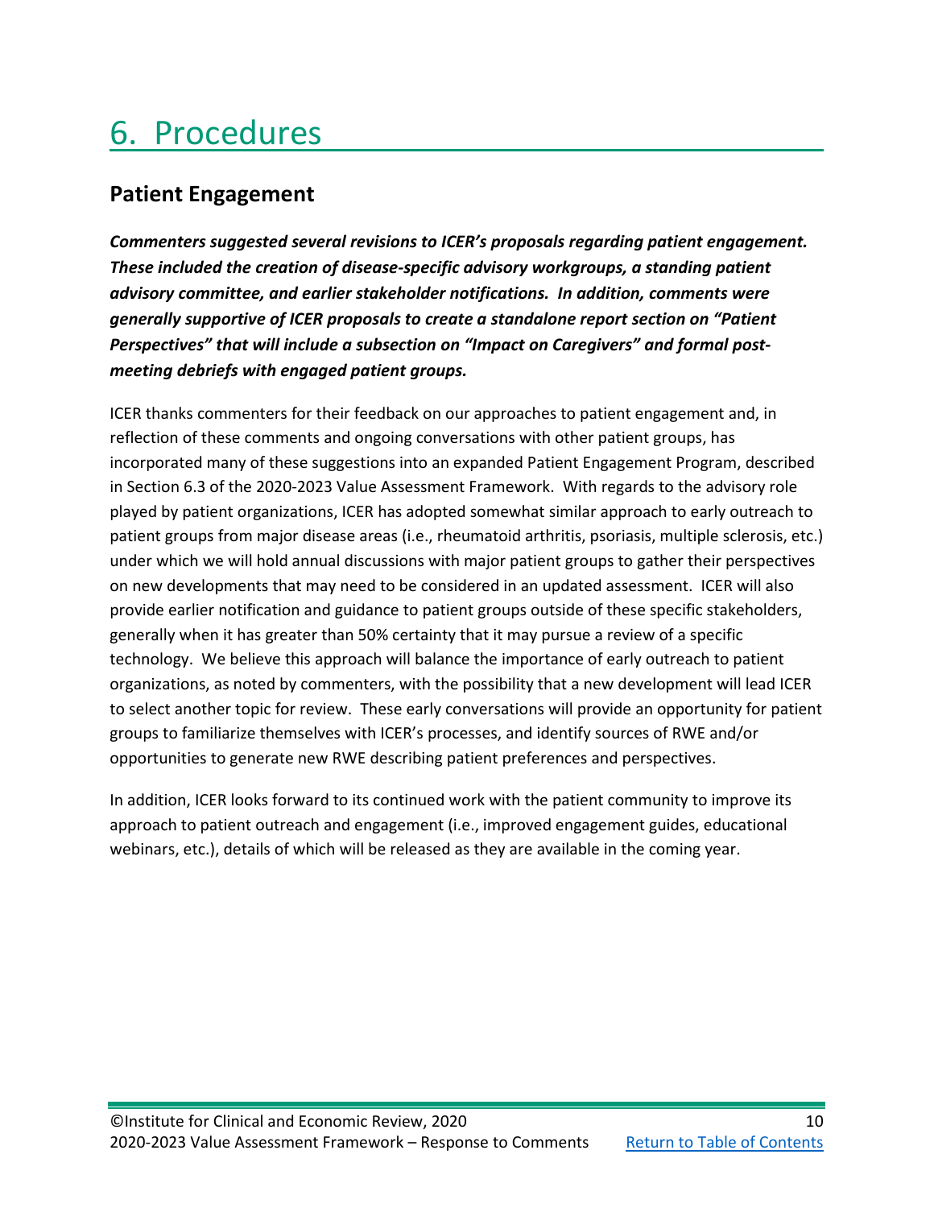# 6. Procedures

## Patient Engagement

***Commenters suggested several revisions to ICER's proposals regarding patient engagement. These included the creation of disease-specific advisory workgroups, a standing patient advisory committee, and earlier stakeholder notifications. In addition, comments were generally supportive of ICER proposals to create a standalone report section on "Patient Perspectives" that will include a subsection on "Impact on Caregivers" and formal post-meeting debriefs with engaged patient groups.***

ICER thanks commenters for their feedback on our approaches to patient engagement and, in reflection of these comments and ongoing conversations with other patient groups, has incorporated many of these suggestions into an expanded Patient Engagement Program, described in Section 6.3 of the 2020-2023 Value Assessment Framework. With regards to the advisory role played by patient organizations, ICER has adopted somewhat similar approach to early outreach to patient groups from major disease areas (i.e., rheumatoid arthritis, psoriasis, multiple sclerosis, etc.) under which we will hold annual discussions with major patient groups to gather their perspectives on new developments that may need to be considered in an updated assessment. ICER will also provide earlier notification and guidance to patient groups outside of these specific stakeholders, generally when it has greater than 50% certainty that it may pursue a review of a specific technology. We believe this approach will balance the importance of early outreach to patient organizations, as noted by commenters, with the possibility that a new development will lead ICER to select another topic for review. These early conversations will provide an opportunity for patient groups to familiarize themselves with ICER's processes, and identify sources of RWE and/or opportunities to generate new RWE describing patient preferences and perspectives.

In addition, ICER looks forward to its continued work with the patient community to improve its approach to patient outreach and engagement (i.e., improved engagement guides, educational webinars, etc.), details of which will be released as they are available in the coming year.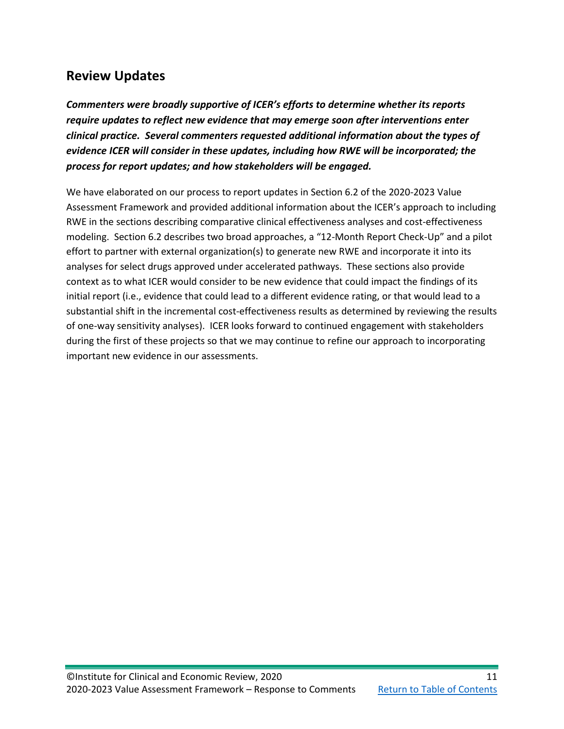## Review Updates

***Commenters were broadly supportive of ICER's efforts to determine whether its reports require updates to reflect new evidence that may emerge soon after interventions enter clinical practice. Several commenters requested additional information about the types of evidence ICER will consider in these updates, including how RWE will be incorporated; the process for report updates; and how stakeholders will be engaged.***

We have elaborated on our process to report updates in Section 6.2 of the 2020-2023 Value Assessment Framework and provided additional information about the ICER's approach to including RWE in the sections describing comparative clinical effectiveness analyses and cost-effectiveness modeling. Section 6.2 describes two broad approaches, a "12-Month Report Check-Up" and a pilot effort to partner with external organization(s) to generate new RWE and incorporate it into its analyses for select drugs approved under accelerated pathways. These sections also provide context as to what ICER would consider to be new evidence that could impact the findings of its initial report (i.e., evidence that could lead to a different evidence rating, or that would lead to a substantial shift in the incremental cost-effectiveness results as determined by reviewing the results of one-way sensitivity analyses). ICER looks forward to continued engagement with stakeholders during the first of these projects so that we may continue to refine our approach to incorporating important new evidence in our assessments.